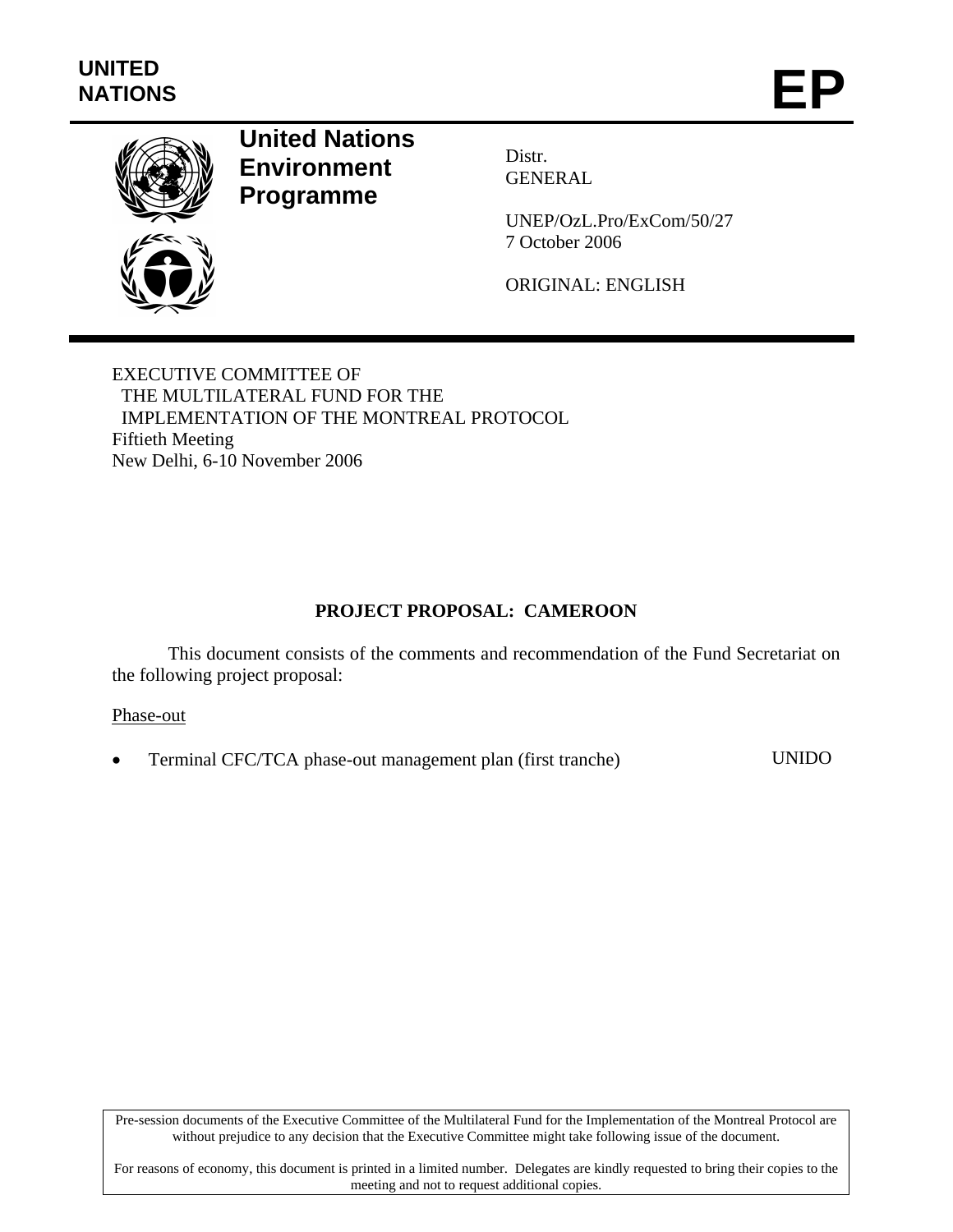UNITED NATIONS

# EP

**United Nations Environment Programme**

Distr.
GENERAL

UNEP/OzL.Pro/ExCom/50/27
7 October 2006

ORIGINAL: ENGLISH

EXECUTIVE COMMITTEE OF
THE MULTILATERAL FUND FOR THE
IMPLEMENTATION OF THE MONTREAL PROTOCOL
Fiftieth Meeting
New Delhi, 6-10 November 2006

## PROJECT PROPOSAL: CAMEROON

This document consists of the comments and recommendation of the Fund Secretariat on the following project proposal:

Phase-out

- Terminal CFC/TCA phase-out management plan (first tranche) UNIDO

Pre-session documents of the Executive Committee of the Multilateral Fund for the Implementation of the Montreal Protocol are without prejudice to any decision that the Executive Committee might take following issue of the document.

For reasons of economy, this document is printed in a limited number. Delegates are kindly requested to bring their copies to the meeting and not to request additional copies.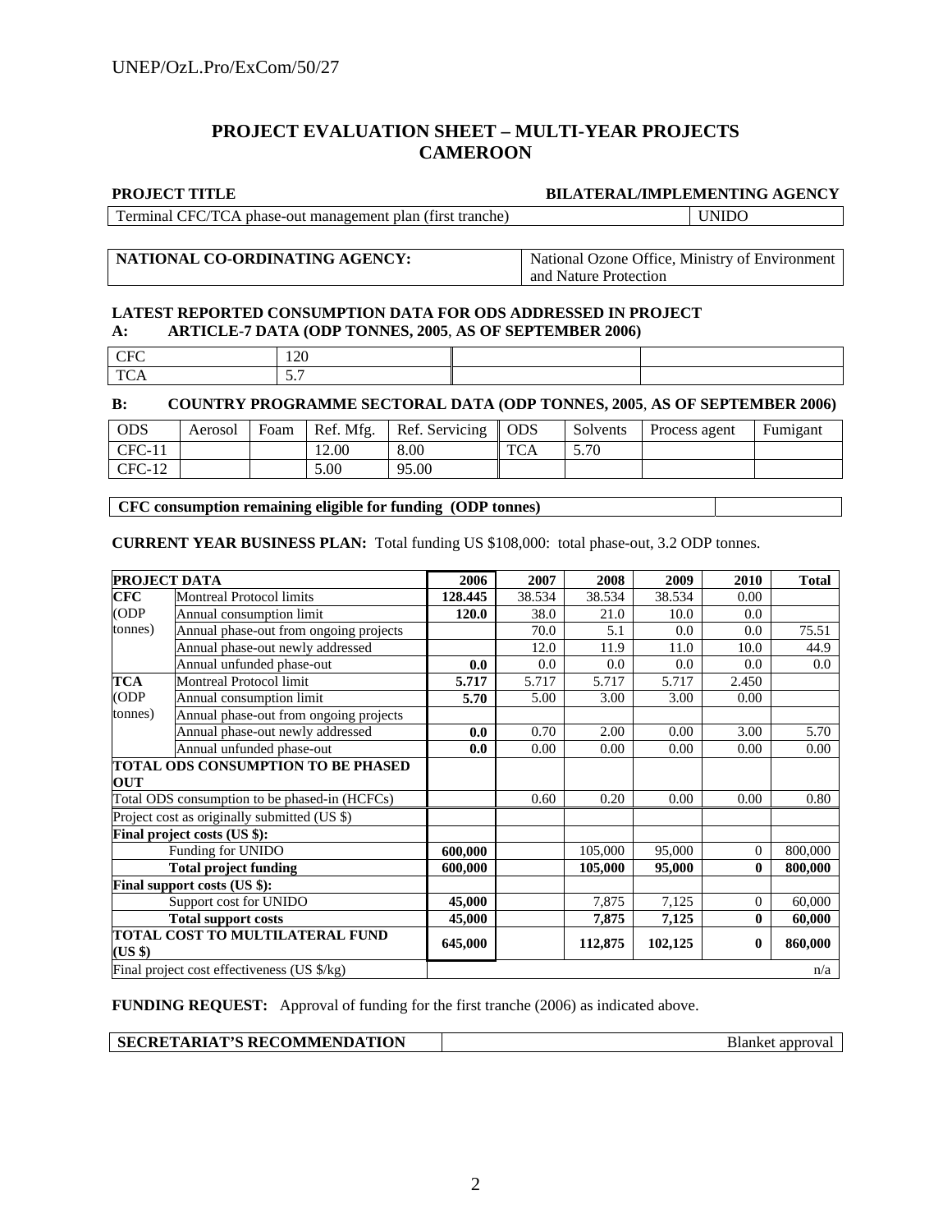# PROJECT EVALUATION SHEET – MULTI-YEAR PROJECTS CAMEROON

| **PROJECT TITLE** | **BILATERAL/IMPLEMENTING AGENCY** |
|---|---|
| Terminal CFC/TCA phase-out management plan (first tranche) | UNIDO |

| **NATIONAL CO-ORDINATING AGENCY:** | National Ozone Office, Ministry of Environment and Nature Protection |
|---|---|

**LATEST REPORTED CONSUMPTION DATA FOR ODS ADDRESSED IN PROJECT**

**A: ARTICLE-7 DATA (ODP TONNES, 2005, AS OF SEPTEMBER 2006)**

| | | | |
|---|---|---|---|
| CFC | 120 | | |
| TCA | 5.7 | | |

**B: COUNTRY PROGRAMME SECTORAL DATA (ODP TONNES, 2005, AS OF SEPTEMBER 2006)**

| ODS | Aerosol | Foam | Ref. Mfg. | Ref. Servicing | ODS | Solvents | Process agent | Fumigant |
|---|---|---|---|---|---|---|---|---|
| CFC-11 | | | 12.00 | 8.00 | TCA | 5.70 | | |
| CFC-12 | | | 5.00 | 95.00 | | | | |

| **CFC consumption remaining eligible for funding (ODP tonnes)** | |
|---|---|

**CURRENT YEAR BUSINESS PLAN:** Total funding US $108,000: total phase-out, 3.2 ODP tonnes.

| **PROJECT DATA** | | **2006** | **2007** | **2008** | **2009** | **2010** | **Total** |
|---|---|---|---|---|---|---|---|
| **CFC** (ODP tonnes) | Montreal Protocol limits | **128.445** | 38.534 | 38.534 | 38.534 | 0.00 | |
| | Annual consumption limit | **120.0** | 38.0 | 21.0 | 10.0 | 0.0 | |
| | Annual phase-out from ongoing projects | | 70.0 | 5.1 | 0.0 | 0.0 | 75.51 |
| | Annual phase-out newly addressed | | 12.0 | 11.9 | 11.0 | 10.0 | 44.9 |
| | Annual unfunded phase-out | **0.0** | 0.0 | 0.0 | 0.0 | 0.0 | 0.0 |
| **TCA** (ODP tonnes) | Montreal Protocol limit | **5.717** | 5.717 | 5.717 | 5.717 | 2.450 | |
| | Annual consumption limit | **5.70** | 5.00 | 3.00 | 3.00 | 0.00 | |
| | Annual phase-out from ongoing projects | | | | | | |
| | Annual phase-out newly addressed | **0.0** | 0.70 | 2.00 | 0.00 | 3.00 | 5.70 |
| | Annual unfunded phase-out | **0.0** | 0.00 | 0.00 | 0.00 | 0.00 | 0.00 |
| **TOTAL ODS CONSUMPTION TO BE PHASED OUT** | | | | | | | |
| Total ODS consumption to be phased-in (HCFCs) | | | 0.60 | 0.20 | 0.00 | 0.00 | 0.80 |
| Project cost as originally submitted (US $) | | | | | | | |
| **Final project costs (US $):** | | | | | | | |
| | Funding for UNIDO | **600,000** | | 105,000 | 95,000 | 0 | 800,000 |
| | **Total project funding** | **600,000** | | **105,000** | **95,000** | **0** | **800,000** |
| **Final support costs (US $):** | | | | | | | |
| | Support cost for UNIDO | **45,000** | | 7,875 | 7,125 | 0 | 60,000 |
| | **Total support costs** | **45,000** | | **7,875** | **7,125** | **0** | **60,000** |
| **TOTAL COST TO MULTILATERAL FUND (US $)** | | **645,000** | | **112,875** | **102,125** | **0** | **860,000** |
| Final project cost effectiveness (US $/kg) | | | | | | | n/a |

**FUNDING REQUEST:** Approval of funding for the first tranche (2006) as indicated above.

| **SECRETARIAT'S RECOMMENDATION** | Blanket approval |
|---|---|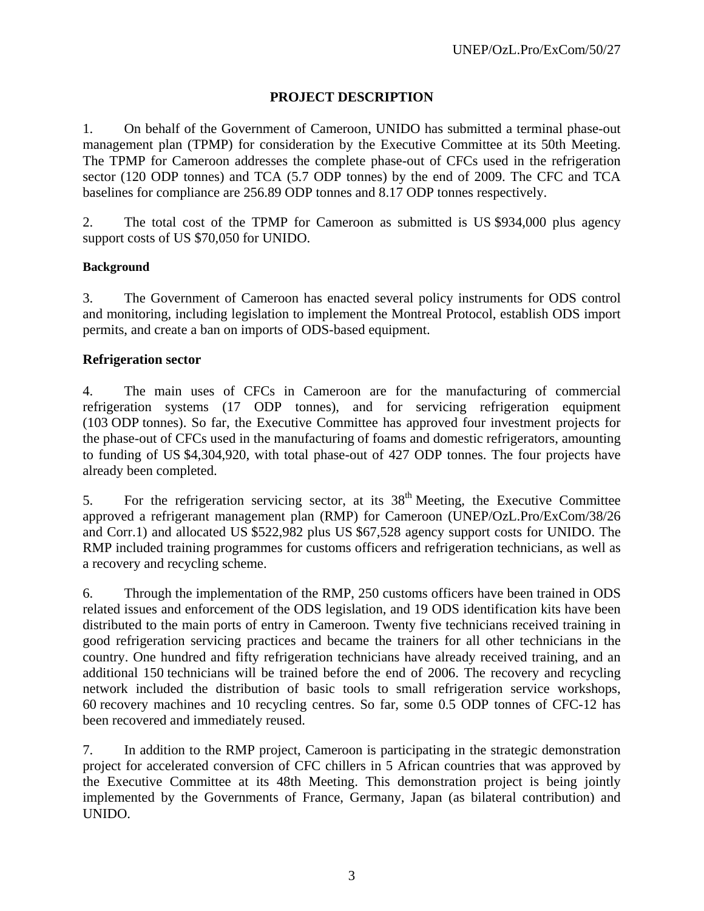## PROJECT DESCRIPTION

1. On behalf of the Government of Cameroon, UNIDO has submitted a terminal phase-out management plan (TPMP) for consideration by the Executive Committee at its 50th Meeting. The TPMP for Cameroon addresses the complete phase-out of CFCs used in the refrigeration sector (120 ODP tonnes) and TCA (5.7 ODP tonnes) by the end of 2009. The CFC and TCA baselines for compliance are 256.89 ODP tonnes and 8.17 ODP tonnes respectively.

2. The total cost of the TPMP for Cameroon as submitted is US $934,000 plus agency support costs of US $70,050 for UNIDO.

### Background

3. The Government of Cameroon has enacted several policy instruments for ODS control and monitoring, including legislation to implement the Montreal Protocol, establish ODS import permits, and create a ban on imports of ODS-based equipment.

### Refrigeration sector

4. The main uses of CFCs in Cameroon are for the manufacturing of commercial refrigeration systems (17 ODP tonnes), and for servicing refrigeration equipment (103 ODP tonnes). So far, the Executive Committee has approved four investment projects for the phase-out of CFCs used in the manufacturing of foams and domestic refrigerators, amounting to funding of US $4,304,920, with total phase-out of 427 ODP tonnes. The four projects have already been completed.

5. For the refrigeration servicing sector, at its 38th Meeting, the Executive Committee approved a refrigerant management plan (RMP) for Cameroon (UNEP/OzL.Pro/ExCom/38/26 and Corr.1) and allocated US $522,982 plus US $67,528 agency support costs for UNIDO. The RMP included training programmes for customs officers and refrigeration technicians, as well as a recovery and recycling scheme.

6. Through the implementation of the RMP, 250 customs officers have been trained in ODS related issues and enforcement of the ODS legislation, and 19 ODS identification kits have been distributed to the main ports of entry in Cameroon. Twenty five technicians received training in good refrigeration servicing practices and became the trainers for all other technicians in the country. One hundred and fifty refrigeration technicians have already received training, and an additional 150 technicians will be trained before the end of 2006. The recovery and recycling network included the distribution of basic tools to small refrigeration service workshops, 60 recovery machines and 10 recycling centres. So far, some 0.5 ODP tonnes of CFC-12 has been recovered and immediately reused.

7. In addition to the RMP project, Cameroon is participating in the strategic demonstration project for accelerated conversion of CFC chillers in 5 African countries that was approved by the Executive Committee at its 48th Meeting. This demonstration project is being jointly implemented by the Governments of France, Germany, Japan (as bilateral contribution) and UNIDO.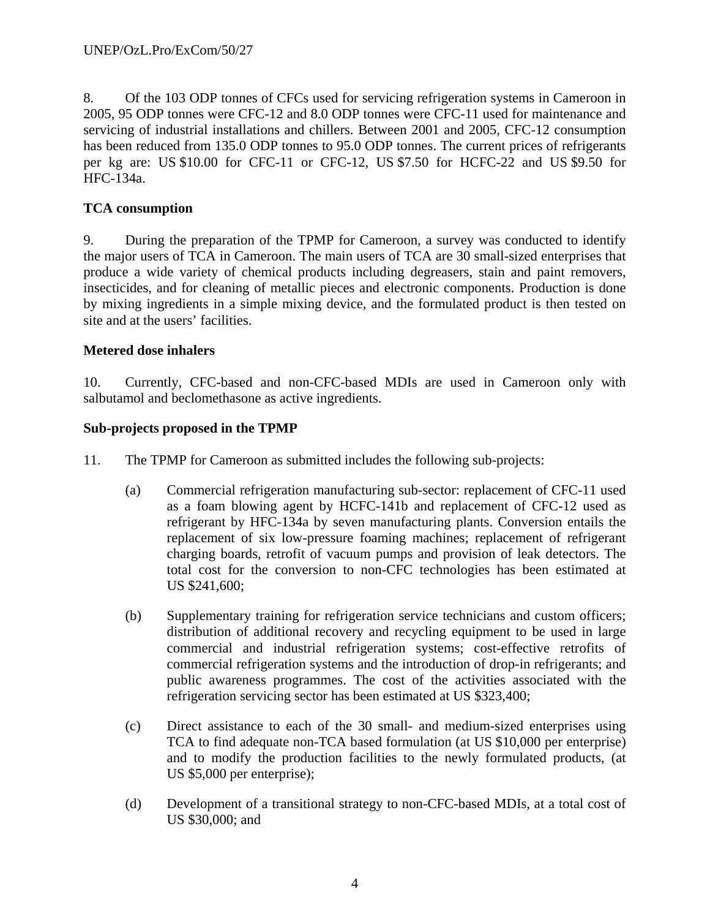8. Of the 103 ODP tonnes of CFCs used for servicing refrigeration systems in Cameroon in 2005, 95 ODP tonnes were CFC-12 and 8.0 ODP tonnes were CFC-11 used for maintenance and servicing of industrial installations and chillers. Between 2001 and 2005, CFC-12 consumption has been reduced from 135.0 ODP tonnes to 95.0 ODP tonnes. The current prices of refrigerants per kg are: US $10.00 for CFC-11 or CFC-12, US $7.50 for HCFC-22 and US $9.50 for HFC-134a.

**TCA consumption**

9. During the preparation of the TPMP for Cameroon, a survey was conducted to identify the major users of TCA in Cameroon. The main users of TCA are 30 small-sized enterprises that produce a wide variety of chemical products including degreasers, stain and paint removers, insecticides, and for cleaning of metallic pieces and electronic components. Production is done by mixing ingredients in a simple mixing device, and the formulated product is then tested on site and at the users' facilities.

**Metered dose inhalers**

10. Currently, CFC-based and non-CFC-based MDIs are used in Cameroon only with salbutamol and beclomethasone as active ingredients.

**Sub-projects proposed in the TPMP**

11. The TPMP for Cameroon as submitted includes the following sub-projects:

(a) Commercial refrigeration manufacturing sub-sector: replacement of CFC-11 used as a foam blowing agent by HCFC-141b and replacement of CFC-12 used as refrigerant by HFC-134a by seven manufacturing plants. Conversion entails the replacement of six low-pressure foaming machines; replacement of refrigerant charging boards, retrofit of vacuum pumps and provision of leak detectors. The total cost for the conversion to non-CFC technologies has been estimated at US $241,600;

(b) Supplementary training for refrigeration service technicians and custom officers; distribution of additional recovery and recycling equipment to be used in large commercial and industrial refrigeration systems; cost-effective retrofits of commercial refrigeration systems and the introduction of drop-in refrigerants; and public awareness programmes. The cost of the activities associated with the refrigeration servicing sector has been estimated at US $323,400;

(c) Direct assistance to each of the 30 small- and medium-sized enterprises using TCA to find adequate non-TCA based formulation (at US $10,000 per enterprise) and to modify the production facilities to the newly formulated products, (at US $5,000 per enterprise);

(d) Development of a transitional strategy to non-CFC-based MDIs, at a total cost of US $30,000; and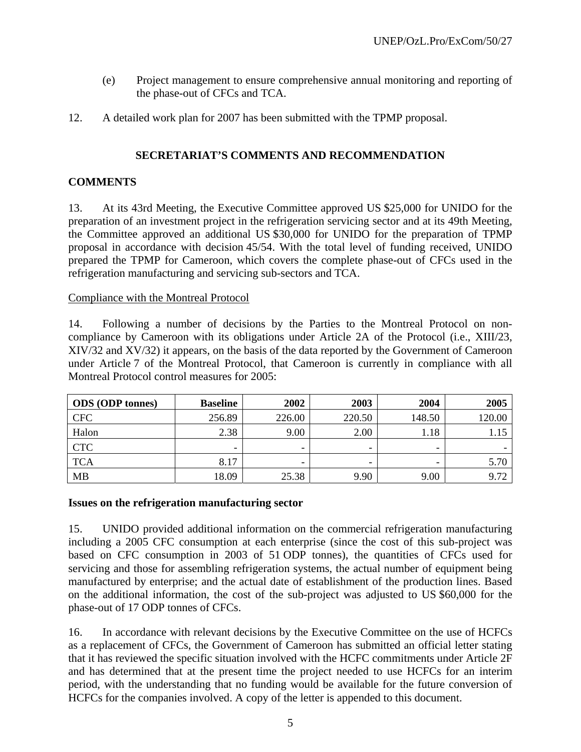(e) Project management to ensure comprehensive annual monitoring and reporting of the phase-out of CFCs and TCA.

12. A detailed work plan for 2007 has been submitted with the TPMP proposal.

## SECRETARIAT'S COMMENTS AND RECOMMENDATION

### COMMENTS

13. At its 43rd Meeting, the Executive Committee approved US $25,000 for UNIDO for the preparation of an investment project in the refrigeration servicing sector and at its 49th Meeting, the Committee approved an additional US $30,000 for UNIDO for the preparation of TPMP proposal in accordance with decision 45/54. With the total level of funding received, UNIDO prepared the TPMP for Cameroon, which covers the complete phase-out of CFCs used in the refrigeration manufacturing and servicing sub-sectors and TCA.

Compliance with the Montreal Protocol

14. Following a number of decisions by the Parties to the Montreal Protocol on non-compliance by Cameroon with its obligations under Article 2A of the Protocol (i.e., XIII/23, XIV/32 and XV/32) it appears, on the basis of the data reported by the Government of Cameroon under Article 7 of the Montreal Protocol, that Cameroon is currently in compliance with all Montreal Protocol control measures for 2005:

| ODS (ODP tonnes) | Baseline | 2002 | 2003 | 2004 | 2005 |
|---|---|---|---|---|---|
| CFC | 256.89 | 226.00 | 220.50 | 148.50 | 120.00 |
| Halon | 2.38 | 9.00 | 2.00 | 1.18 | 1.15 |
| CTC | - | - | - | - | - |
| TCA | 8.17 | - | - | - | 5.70 |
| MB | 18.09 | 25.38 | 9.90 | 9.00 | 9.72 |

**Issues on the refrigeration manufacturing sector**

15. UNIDO provided additional information on the commercial refrigeration manufacturing including a 2005 CFC consumption at each enterprise (since the cost of this sub-project was based on CFC consumption in 2003 of 51 ODP tonnes), the quantities of CFCs used for servicing and those for assembling refrigeration systems, the actual number of equipment being manufactured by enterprise; and the actual date of establishment of the production lines. Based on the additional information, the cost of the sub-project was adjusted to US $60,000 for the phase-out of 17 ODP tonnes of CFCs.

16. In accordance with relevant decisions by the Executive Committee on the use of HCFCs as a replacement of CFCs, the Government of Cameroon has submitted an official letter stating that it has reviewed the specific situation involved with the HCFC commitments under Article 2F and has determined that at the present time the project needed to use HCFCs for an interim period, with the understanding that no funding would be available for the future conversion of HCFCs for the companies involved. A copy of the letter is appended to this document.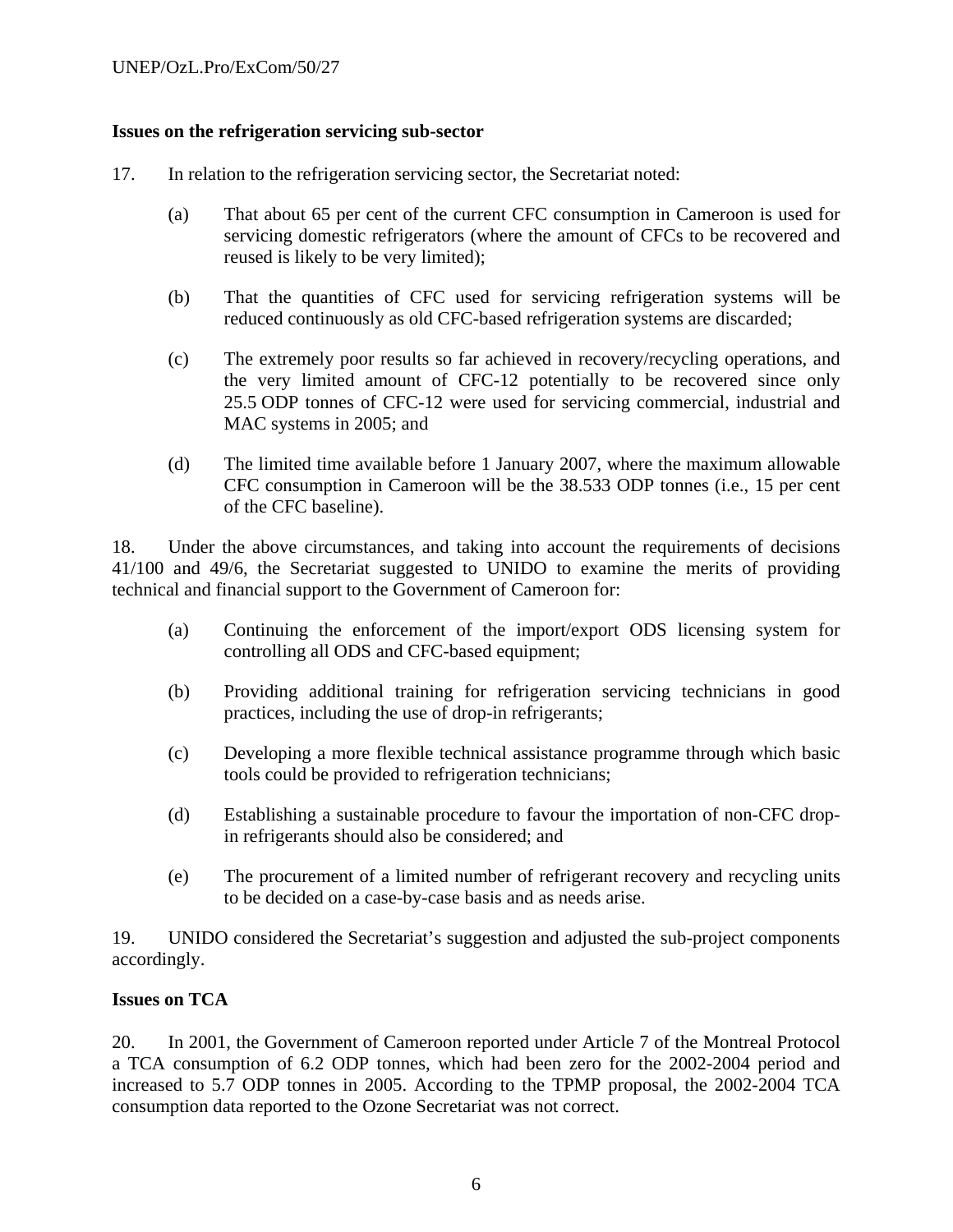**Issues on the refrigeration servicing sub-sector**

17. In relation to the refrigeration servicing sector, the Secretariat noted:

(a) That about 65 per cent of the current CFC consumption in Cameroon is used for servicing domestic refrigerators (where the amount of CFCs to be recovered and reused is likely to be very limited);

(b) That the quantities of CFC used for servicing refrigeration systems will be reduced continuously as old CFC-based refrigeration systems are discarded;

(c) The extremely poor results so far achieved in recovery/recycling operations, and the very limited amount of CFC-12 potentially to be recovered since only 25.5 ODP tonnes of CFC-12 were used for servicing commercial, industrial and MAC systems in 2005; and

(d) The limited time available before 1 January 2007, where the maximum allowable CFC consumption in Cameroon will be the 38.533 ODP tonnes (i.e., 15 per cent of the CFC baseline).

18. Under the above circumstances, and taking into account the requirements of decisions 41/100 and 49/6, the Secretariat suggested to UNIDO to examine the merits of providing technical and financial support to the Government of Cameroon for:

(a) Continuing the enforcement of the import/export ODS licensing system for controlling all ODS and CFC-based equipment;

(b) Providing additional training for refrigeration servicing technicians in good practices, including the use of drop-in refrigerants;

(c) Developing a more flexible technical assistance programme through which basic tools could be provided to refrigeration technicians;

(d) Establishing a sustainable procedure to favour the importation of non-CFC drop-in refrigerants should also be considered; and

(e) The procurement of a limited number of refrigerant recovery and recycling units to be decided on a case-by-case basis and as needs arise.

19. UNIDO considered the Secretariat's suggestion and adjusted the sub-project components accordingly.

**Issues on TCA**

20. In 2001, the Government of Cameroon reported under Article 7 of the Montreal Protocol a TCA consumption of 6.2 ODP tonnes, which had been zero for the 2002-2004 period and increased to 5.7 ODP tonnes in 2005. According to the TPMP proposal, the 2002-2004 TCA consumption data reported to the Ozone Secretariat was not correct.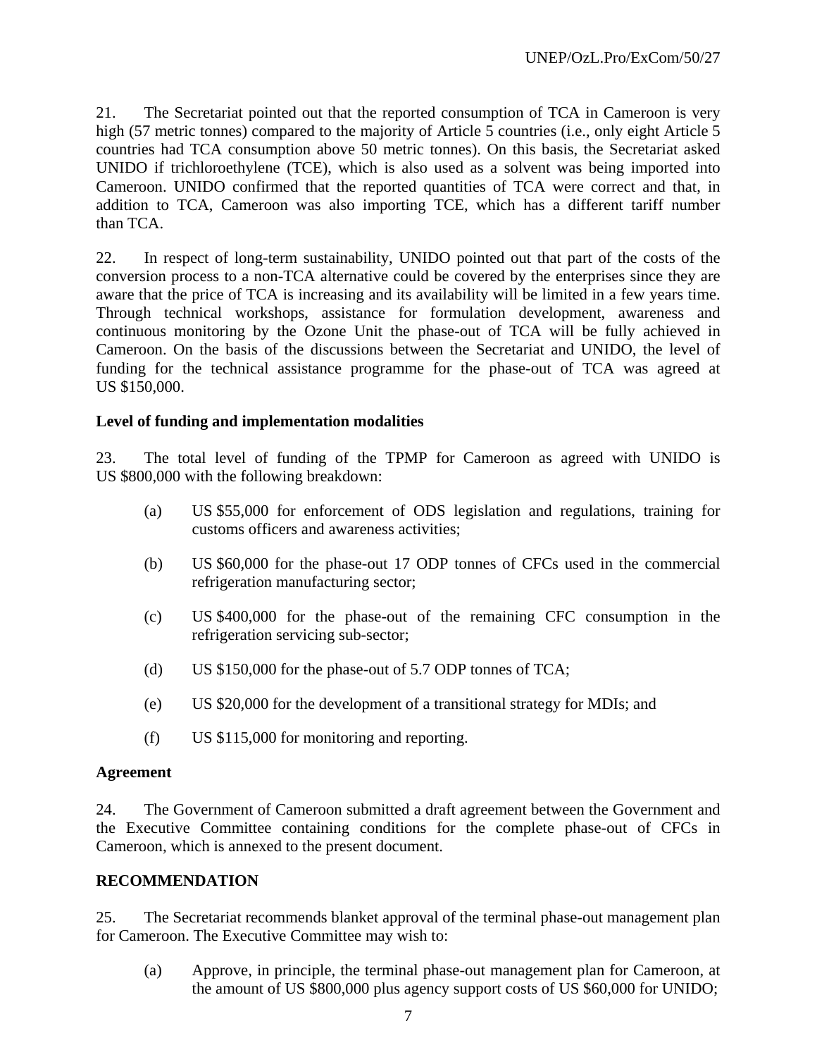21. The Secretariat pointed out that the reported consumption of TCA in Cameroon is very high (57 metric tonnes) compared to the majority of Article 5 countries (i.e., only eight Article 5 countries had TCA consumption above 50 metric tonnes). On this basis, the Secretariat asked UNIDO if trichloroethylene (TCE), which is also used as a solvent was being imported into Cameroon. UNIDO confirmed that the reported quantities of TCA were correct and that, in addition to TCA, Cameroon was also importing TCE, which has a different tariff number than TCA.

22. In respect of long-term sustainability, UNIDO pointed out that part of the costs of the conversion process to a non-TCA alternative could be covered by the enterprises since they are aware that the price of TCA is increasing and its availability will be limited in a few years time. Through technical workshops, assistance for formulation development, awareness and continuous monitoring by the Ozone Unit the phase-out of TCA will be fully achieved in Cameroon. On the basis of the discussions between the Secretariat and UNIDO, the level of funding for the technical assistance programme for the phase-out of TCA was agreed at US $150,000.

**Level of funding and implementation modalities**

23. The total level of funding of the TPMP for Cameroon as agreed with UNIDO is US $800,000 with the following breakdown:

(a) US $55,000 for enforcement of ODS legislation and regulations, training for customs officers and awareness activities;

(b) US $60,000 for the phase-out 17 ODP tonnes of CFCs used in the commercial refrigeration manufacturing sector;

(c) US $400,000 for the phase-out of the remaining CFC consumption in the refrigeration servicing sub-sector;

(d) US $150,000 for the phase-out of 5.7 ODP tonnes of TCA;

(e) US $20,000 for the development of a transitional strategy for MDIs; and

(f) US $115,000 for monitoring and reporting.

**Agreement**

24. The Government of Cameroon submitted a draft agreement between the Government and the Executive Committee containing conditions for the complete phase-out of CFCs in Cameroon, which is annexed to the present document.

**RECOMMENDATION**

25. The Secretariat recommends blanket approval of the terminal phase-out management plan for Cameroon. The Executive Committee may wish to:

(a) Approve, in principle, the terminal phase-out management plan for Cameroon, at the amount of US $800,000 plus agency support costs of US $60,000 for UNIDO;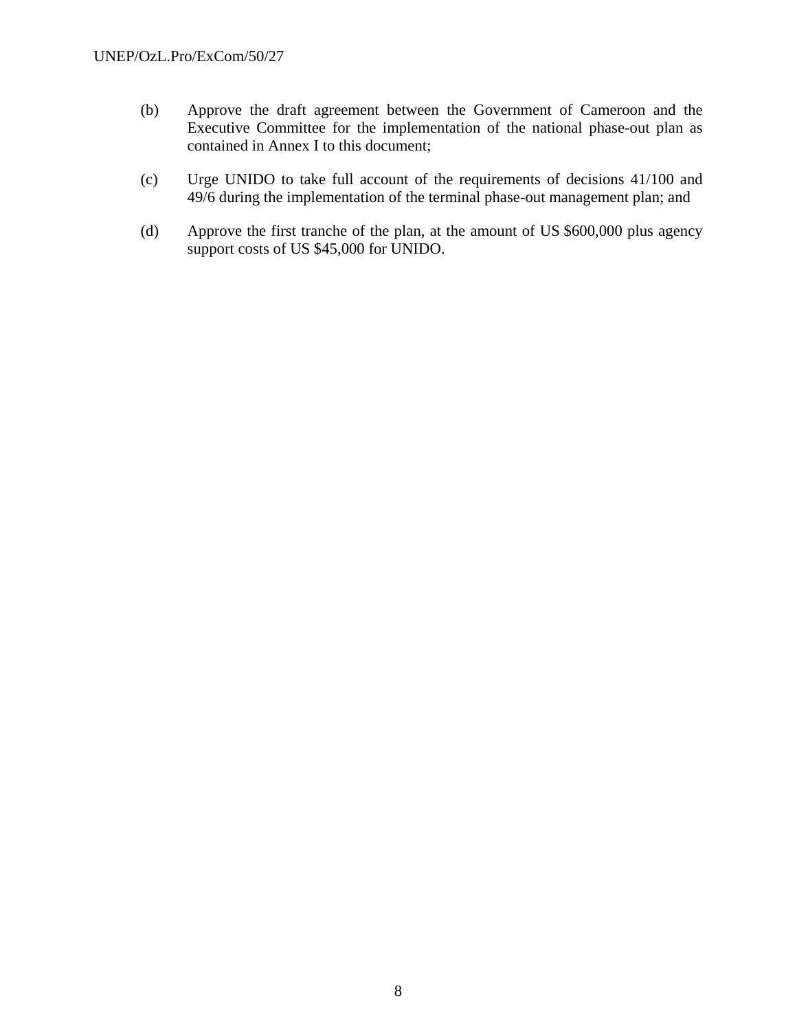(b) Approve the draft agreement between the Government of Cameroon and the Executive Committee for the implementation of the national phase-out plan as contained in Annex I to this document;

(c) Urge UNIDO to take full account of the requirements of decisions 41/100 and 49/6 during the implementation of the terminal phase-out management plan; and

(d) Approve the first tranche of the plan, at the amount of US $600,000 plus agency support costs of US $45,000 for UNIDO.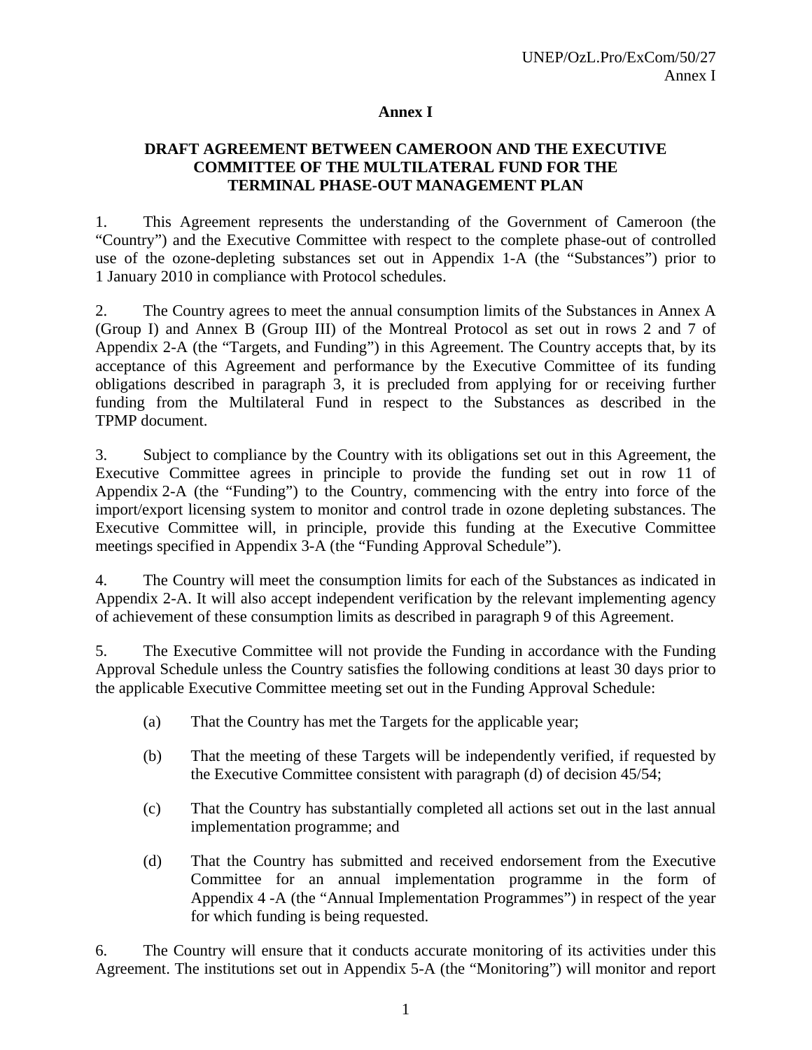## Annex I

### DRAFT AGREEMENT BETWEEN CAMEROON AND THE EXECUTIVE COMMITTEE OF THE MULTILATERAL FUND FOR THE TERMINAL PHASE-OUT MANAGEMENT PLAN

1. This Agreement represents the understanding of the Government of Cameroon (the "Country") and the Executive Committee with respect to the complete phase-out of controlled use of the ozone-depleting substances set out in Appendix 1-A (the "Substances") prior to 1 January 2010 in compliance with Protocol schedules.

2. The Country agrees to meet the annual consumption limits of the Substances in Annex A (Group I) and Annex B (Group III) of the Montreal Protocol as set out in rows 2 and 7 of Appendix 2-A (the "Targets, and Funding") in this Agreement. The Country accepts that, by its acceptance of this Agreement and performance by the Executive Committee of its funding obligations described in paragraph 3, it is precluded from applying for or receiving further funding from the Multilateral Fund in respect to the Substances as described in the TPMP document.

3. Subject to compliance by the Country with its obligations set out in this Agreement, the Executive Committee agrees in principle to provide the funding set out in row 11 of Appendix 2-A (the "Funding") to the Country, commencing with the entry into force of the import/export licensing system to monitor and control trade in ozone depleting substances. The Executive Committee will, in principle, provide this funding at the Executive Committee meetings specified in Appendix 3-A (the "Funding Approval Schedule").

4. The Country will meet the consumption limits for each of the Substances as indicated in Appendix 2-A. It will also accept independent verification by the relevant implementing agency of achievement of these consumption limits as described in paragraph 9 of this Agreement.

5. The Executive Committee will not provide the Funding in accordance with the Funding Approval Schedule unless the Country satisfies the following conditions at least 30 days prior to the applicable Executive Committee meeting set out in the Funding Approval Schedule:

   (a) That the Country has met the Targets for the applicable year;

   (b) That the meeting of these Targets will be independently verified, if requested by the Executive Committee consistent with paragraph (d) of decision 45/54;

   (c) That the Country has substantially completed all actions set out in the last annual implementation programme; and

   (d) That the Country has submitted and received endorsement from the Executive Committee for an annual implementation programme in the form of Appendix 4 -A (the "Annual Implementation Programmes") in respect of the year for which funding is being requested.

6. The Country will ensure that it conducts accurate monitoring of its activities under this Agreement. The institutions set out in Appendix 5-A (the "Monitoring") will monitor and report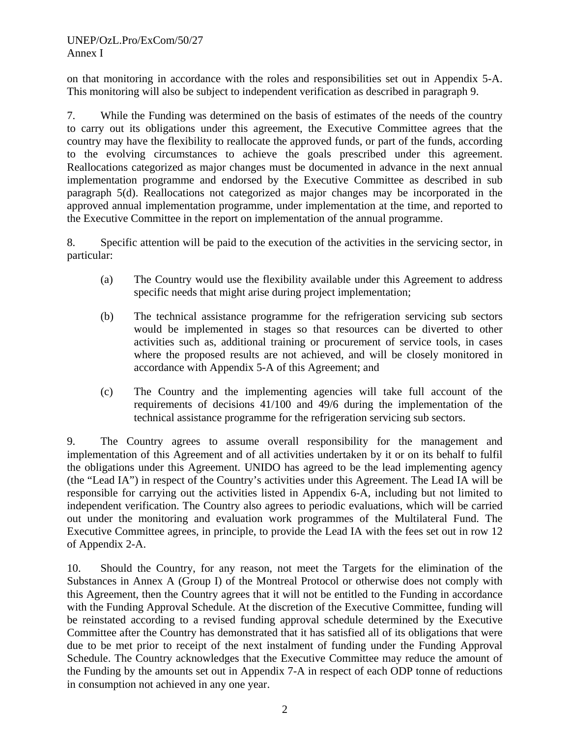on that monitoring in accordance with the roles and responsibilities set out in Appendix 5-A. This monitoring will also be subject to independent verification as described in paragraph 9.

7. While the Funding was determined on the basis of estimates of the needs of the country to carry out its obligations under this agreement, the Executive Committee agrees that the country may have the flexibility to reallocate the approved funds, or part of the funds, according to the evolving circumstances to achieve the goals prescribed under this agreement. Reallocations categorized as major changes must be documented in advance in the next annual implementation programme and endorsed by the Executive Committee as described in sub paragraph 5(d). Reallocations not categorized as major changes may be incorporated in the approved annual implementation programme, under implementation at the time, and reported to the Executive Committee in the report on implementation of the annual programme.

8. Specific attention will be paid to the execution of the activities in the servicing sector, in particular:

(a) The Country would use the flexibility available under this Agreement to address specific needs that might arise during project implementation;

(b) The technical assistance programme for the refrigeration servicing sub sectors would be implemented in stages so that resources can be diverted to other activities such as, additional training or procurement of service tools, in cases where the proposed results are not achieved, and will be closely monitored in accordance with Appendix 5-A of this Agreement; and

(c) The Country and the implementing agencies will take full account of the requirements of decisions 41/100 and 49/6 during the implementation of the technical assistance programme for the refrigeration servicing sub sectors.

9. The Country agrees to assume overall responsibility for the management and implementation of this Agreement and of all activities undertaken by it or on its behalf to fulfil the obligations under this Agreement. UNIDO has agreed to be the lead implementing agency (the "Lead IA") in respect of the Country's activities under this Agreement. The Lead IA will be responsible for carrying out the activities listed in Appendix 6-A, including but not limited to independent verification. The Country also agrees to periodic evaluations, which will be carried out under the monitoring and evaluation work programmes of the Multilateral Fund. The Executive Committee agrees, in principle, to provide the Lead IA with the fees set out in row 12 of Appendix 2-A.

10. Should the Country, for any reason, not meet the Targets for the elimination of the Substances in Annex A (Group I) of the Montreal Protocol or otherwise does not comply with this Agreement, then the Country agrees that it will not be entitled to the Funding in accordance with the Funding Approval Schedule. At the discretion of the Executive Committee, funding will be reinstated according to a revised funding approval schedule determined by the Executive Committee after the Country has demonstrated that it has satisfied all of its obligations that were due to be met prior to receipt of the next instalment of funding under the Funding Approval Schedule. The Country acknowledges that the Executive Committee may reduce the amount of the Funding by the amounts set out in Appendix 7-A in respect of each ODP tonne of reductions in consumption not achieved in any one year.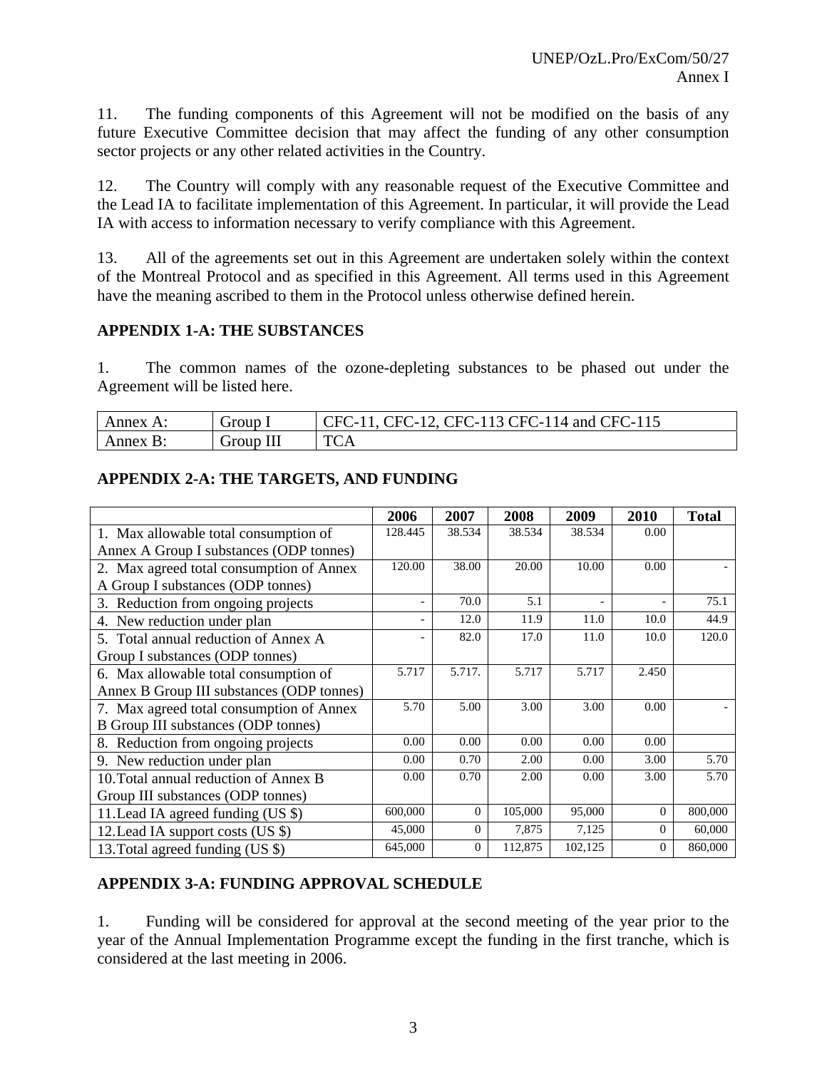11. The funding components of this Agreement will not be modified on the basis of any future Executive Committee decision that may affect the funding of any other consumption sector projects or any other related activities in the Country.

12. The Country will comply with any reasonable request of the Executive Committee and the Lead IA to facilitate implementation of this Agreement. In particular, it will provide the Lead IA with access to information necessary to verify compliance with this Agreement.

13. All of the agreements set out in this Agreement are undertaken solely within the context of the Montreal Protocol and as specified in this Agreement. All terms used in this Agreement have the meaning ascribed to them in the Protocol unless otherwise defined herein.

## APPENDIX 1-A: THE SUBSTANCES

1. The common names of the ozone-depleting substances to be phased out under the Agreement will be listed here.

| Annex A: | Group I | CFC-11, CFC-12, CFC-113 CFC-114 and CFC-115 |
|---|---|---|
| Annex B: | Group III | TCA |

## APPENDIX 2-A: THE TARGETS, AND FUNDING

| | 2006 | 2007 | 2008 | 2009 | 2010 | Total |
|---|---|---|---|---|---|---|
| 1. Max allowable total consumption of Annex A Group I substances (ODP tonnes) | 128.445 | 38.534 | 38.534 | 38.534 | 0.00 | |
| 2. Max agreed total consumption of Annex A Group I substances (ODP tonnes) | 120.00 | 38.00 | 20.00 | 10.00 | 0.00 | - |
| 3. Reduction from ongoing projects | - | 70.0 | 5.1 | - | - | 75.1 |
| 4. New reduction under plan | - | 12.0 | 11.9 | 11.0 | 10.0 | 44.9 |
| 5. Total annual reduction of Annex A Group I substances (ODP tonnes) | - | 82.0 | 17.0 | 11.0 | 10.0 | 120.0 |
| 6. Max allowable total consumption of Annex B Group III substances (ODP tonnes) | 5.717 | 5.717. | 5.717 | 5.717 | 2.450 | |
| 7. Max agreed total consumption of Annex B Group III substances (ODP tonnes) | 5.70 | 5.00 | 3.00 | 3.00 | 0.00 | - |
| 8. Reduction from ongoing projects | 0.00 | 0.00 | 0.00 | 0.00 | 0.00 | |
| 9. New reduction under plan | 0.00 | 0.70 | 2.00 | 0.00 | 3.00 | 5.70 |
| 10. Total annual reduction of Annex B Group III substances (ODP tonnes) | 0.00 | 0.70 | 2.00 | 0.00 | 3.00 | 5.70 |
| 11. Lead IA agreed funding (US $) | 600,000 | 0 | 105,000 | 95,000 | 0 | 800,000 |
| 12. Lead IA support costs (US $) | 45,000 | 0 | 7,875 | 7,125 | 0 | 60,000 |
| 13. Total agreed funding (US $) | 645,000 | 0 | 112,875 | 102,125 | 0 | 860,000 |

## APPENDIX 3-A: FUNDING APPROVAL SCHEDULE

1. Funding will be considered for approval at the second meeting of the year prior to the year of the Annual Implementation Programme except the funding in the first tranche, which is considered at the last meeting in 2006.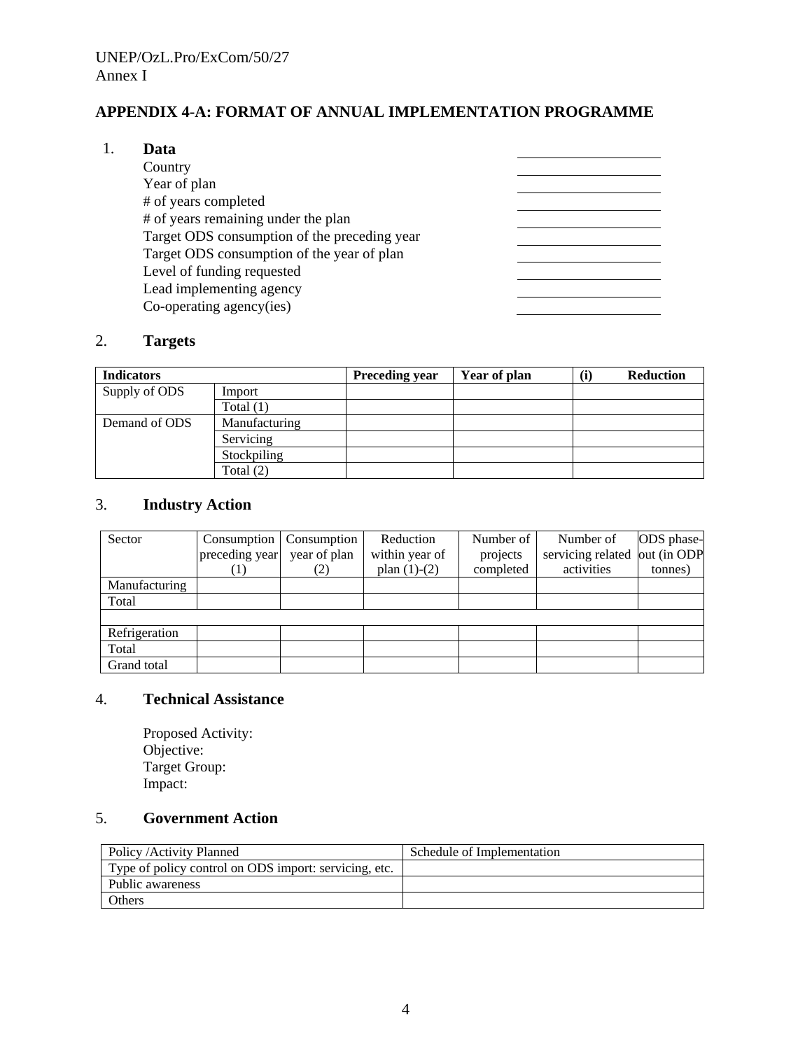## APPENDIX 4-A: FORMAT OF ANNUAL IMPLEMENTATION PROGRAMME

1. **Data**

| | |
|---|---|
| Country | |
| Year of plan | |
| # of years completed | |
| # of years remaining under the plan | |
| Target ODS consumption of the preceding year | |
| Target ODS consumption of the year of plan | |
| Level of funding requested | |
| Lead implementing agency | |
| Co-operating agency(ies) | |

2. **Targets**

| **Indicators** | | **Preceding year** | **Year of plan** | **(i) Reduction** |
|---|---|---|---|---|
| Supply of ODS | Import | | | |
| | Total (1) | | | |
| Demand of ODS | Manufacturing | | | |
| | Servicing | | | |
| | Stockpiling | | | |
| | Total (2) | | | |

3. **Industry Action**

| Sector | Consumption preceding year (1) | Consumption year of plan (2) | Reduction within year of plan (1)-(2) | Number of projects completed | Number of servicing related activities | ODS phase-out (in ODP tonnes) |
|---|---|---|---|---|---|---|
| Manufacturing | | | | | | |
| Total | | | | | | |
| | | | | | | |
| Refrigeration | | | | | | |
| Total | | | | | | |
| Grand total | | | | | | |

4. **Technical Assistance**

Proposed Activity:
Objective:
Target Group:
Impact:

5. **Government Action**

| Policy /Activity Planned | Schedule of Implementation |
|---|---|
| Type of policy control on ODS import: servicing, etc. | |
| Public awareness | |
| Others | |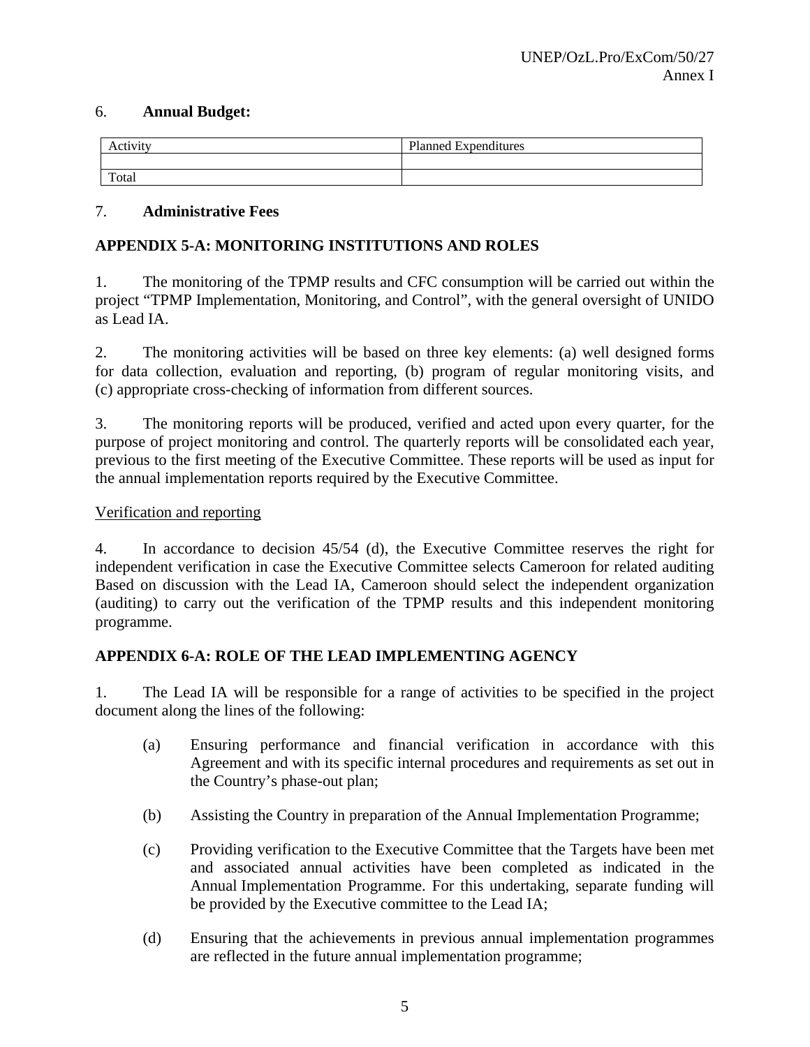6. **Annual Budget:**

| Activity | Planned Expenditures |
|---|---|
| | |
| Total | |

7. **Administrative Fees**

## APPENDIX 5-A: MONITORING INSTITUTIONS AND ROLES

1. The monitoring of the TPMP results and CFC consumption will be carried out within the project "TPMP Implementation, Monitoring, and Control", with the general oversight of UNIDO as Lead IA.

2. The monitoring activities will be based on three key elements: (a) well designed forms for data collection, evaluation and reporting, (b) program of regular monitoring visits, and (c) appropriate cross-checking of information from different sources.

3. The monitoring reports will be produced, verified and acted upon every quarter, for the purpose of project monitoring and control. The quarterly reports will be consolidated each year, previous to the first meeting of the Executive Committee. These reports will be used as input for the annual implementation reports required by the Executive Committee.

Verification and reporting

4. In accordance to decision 45/54 (d), the Executive Committee reserves the right for independent verification in case the Executive Committee selects Cameroon for related auditing Based on discussion with the Lead IA, Cameroon should select the independent organization (auditing) to carry out the verification of the TPMP results and this independent monitoring programme.

## APPENDIX 6-A: ROLE OF THE LEAD IMPLEMENTING AGENCY

1. The Lead IA will be responsible for a range of activities to be specified in the project document along the lines of the following:

   (a) Ensuring performance and financial verification in accordance with this Agreement and with its specific internal procedures and requirements as set out in the Country's phase-out plan;

   (b) Assisting the Country in preparation of the Annual Implementation Programme;

   (c) Providing verification to the Executive Committee that the Targets have been met and associated annual activities have been completed as indicated in the Annual Implementation Programme. For this undertaking, separate funding will be provided by the Executive committee to the Lead IA;

   (d) Ensuring that the achievements in previous annual implementation programmes are reflected in the future annual implementation programme;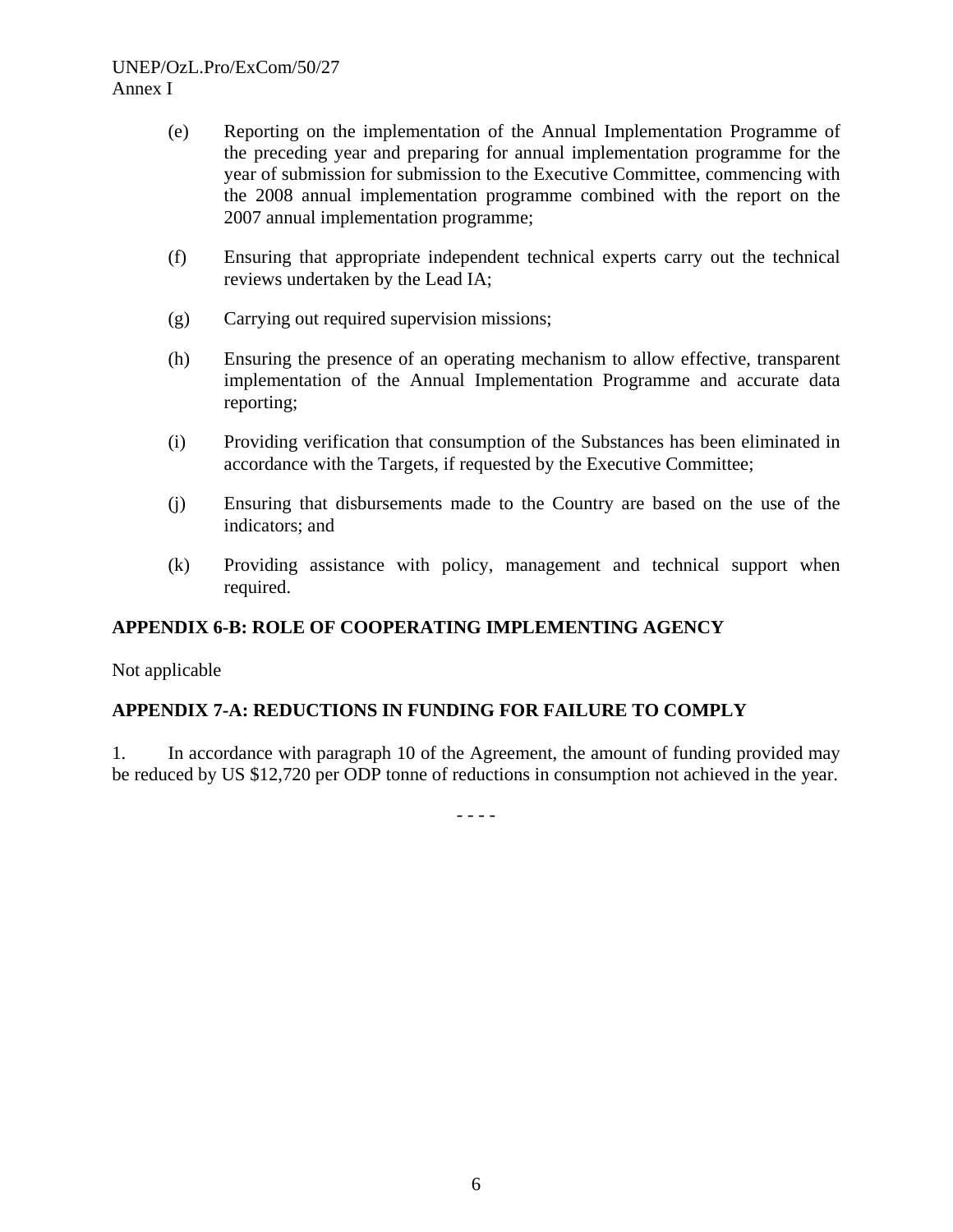(e) Reporting on the implementation of the Annual Implementation Programme of the preceding year and preparing for annual implementation programme for the year of submission for submission to the Executive Committee, commencing with the 2008 annual implementation programme combined with the report on the 2007 annual implementation programme;

(f) Ensuring that appropriate independent technical experts carry out the technical reviews undertaken by the Lead IA;

(g) Carrying out required supervision missions;

(h) Ensuring the presence of an operating mechanism to allow effective, transparent implementation of the Annual Implementation Programme and accurate data reporting;

(i) Providing verification that consumption of the Substances has been eliminated in accordance with the Targets, if requested by the Executive Committee;

(j) Ensuring that disbursements made to the Country are based on the use of the indicators; and

(k) Providing assistance with policy, management and technical support when required.

**APPENDIX 6-B: ROLE OF COOPERATING IMPLEMENTING AGENCY**

Not applicable

**APPENDIX 7-A: REDUCTIONS IN FUNDING FOR FAILURE TO COMPLY**

1. In accordance with paragraph 10 of the Agreement, the amount of funding provided may be reduced by US $12,720 per ODP tonne of reductions in consumption not achieved in the year.

- - - -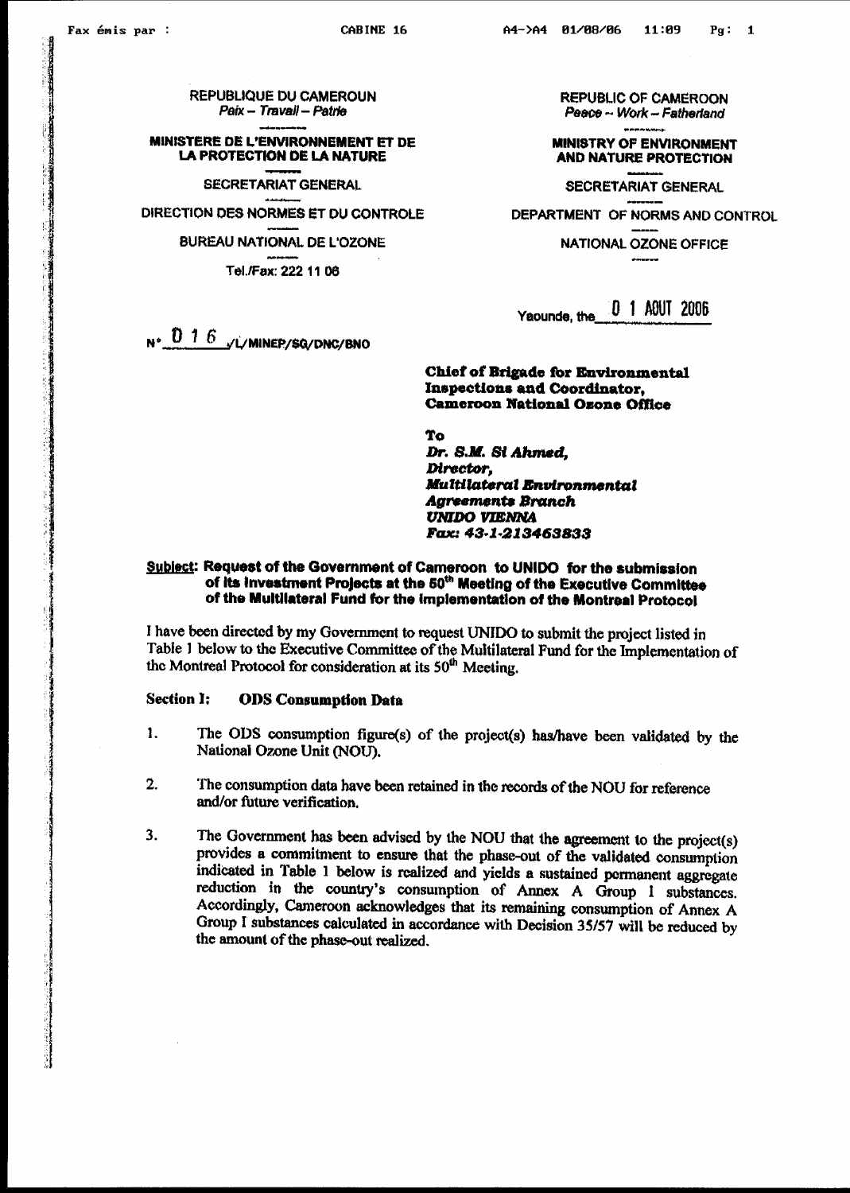| REPUBLIQUE DU CAMEROUN | REPUBLIC OF CAMEROON |
|---|---|
| *Paix – Travail – Patrie* | *Peace – Work – Fatherland* |
| **MINISTERE DE L'ENVIRONNEMENT ET DE LA PROTECTION DE LA NATURE** | **MINISTRY OF ENVIRONMENT AND NATURE PROTECTION** |
| SECRETARIAT GENERAL | SECRETARIAT GENERAL |
| DIRECTION DES NORMES ET DU CONTROLE | DEPARTMENT OF NORMS AND CONTROL |
| BUREAU NATIONAL DE L'OZONE | NATIONAL OZONE OFFICE |
| Tel./Fax: 222 11 06 | |

Yaounde, the 0 1 AOUT 2006

N° 016 /L/MINEP/SG/DNC/BNO

**Chief of Brigade for Environmental Inspections and Coordinator, Cameroon National Ozone Office**

**To**

***Dr. S.M. Si Ahmed,***
***Director,***
***Multilateral Environmental Agreements Branch***
***UNIDO VIENNA***
***Fax: 43-1-213463833***

**Subject: Request of the Government of Cameroon to UNIDO for the submission of its Investment Projects at the 50th Meeting of the Executive Committee of the Multilateral Fund for the Implementation of the Montreal Protocol**

I have been directed by my Government to request UNIDO to submit the project listed in Table 1 below to the Executive Committee of the Multilateral Fund for the Implementation of the Montreal Protocol for consideration at its 50th Meeting.

**Section 1: ODS Consumption Data**

1. The ODS consumption figure(s) of the project(s) has/have been validated by the National Ozone Unit (NOU).

2. The consumption data have been retained in the records of the NOU for reference and/or future verification.

3. The Government has been advised by the NOU that the agreement to the project(s) provides a commitment to ensure that the phase-out of the validated consumption indicated in Table 1 below is realized and yields a sustained permanent aggregate reduction in the country's consumption of Annex A Group 1 substances. Accordingly, Cameroon acknowledges that its remaining consumption of Annex A Group I substances calculated in accordance with Decision 35/57 will be reduced by the amount of the phase-out realized.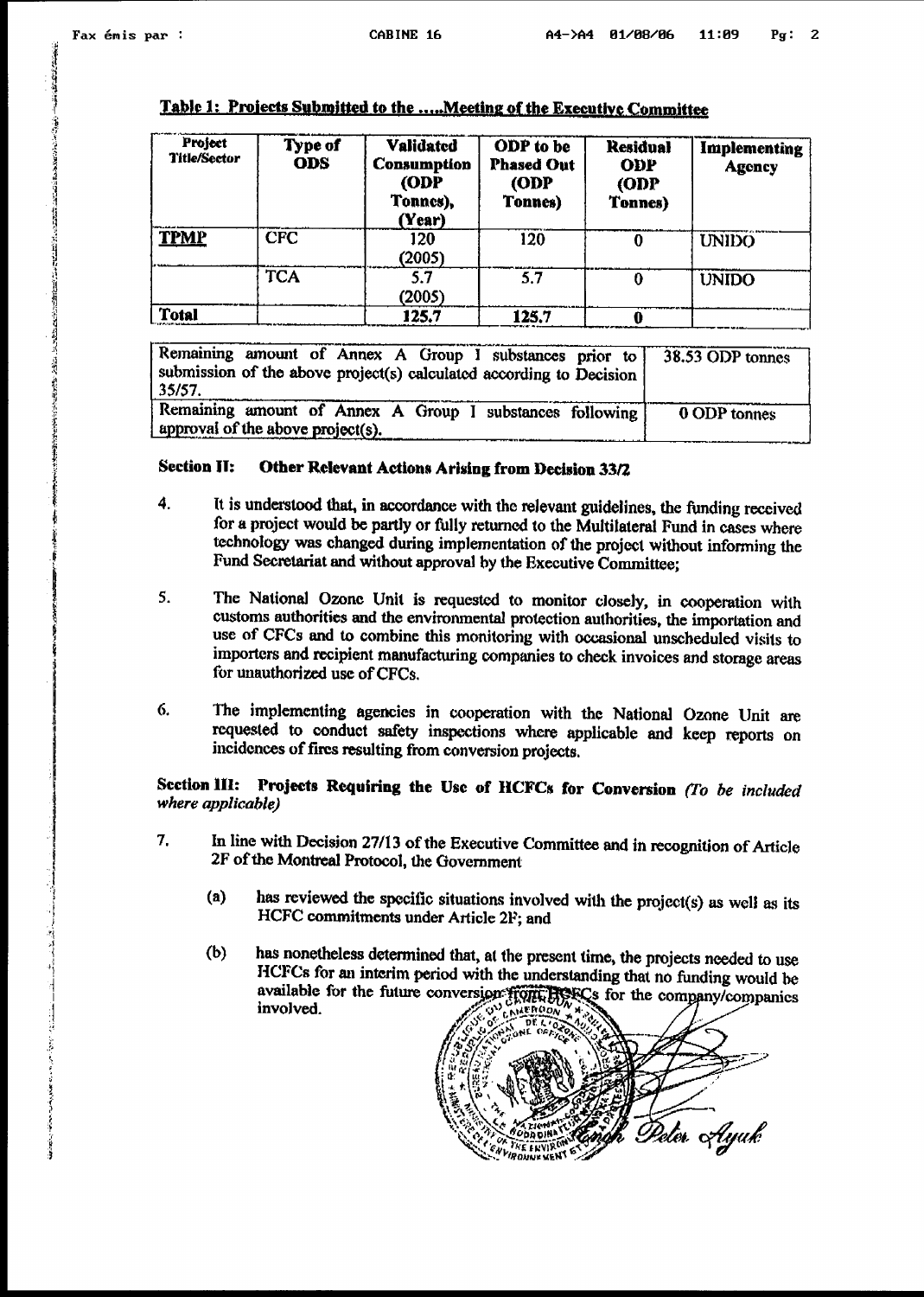**Table 1: Projects Submitted to the .....Meeting of the Executive Committee**

| Project Title/Sector | Type of ODS | Validated Consumption (ODP Tonnes), (Year) | ODP to be Phased Out (ODP Tonnes) | Residual ODP (ODP Tonnes) | Implementing Agency |
|---|---|---|---|---|---|
| TPMP | CFC | 120 (2005) | 120 | 0 | UNIDO |
| | TCA | 5.7 (2005) | 5.7 | 0 | UNIDO |
| Total | | 125.7 | 125.7 | 0 | |

| | |
|---|---|
| Remaining amount of Annex A Group I substances prior to submission of the above project(s) calculated according to Decision 35/57. | 38.53 ODP tonnes |
| Remaining amount of Annex A Group I substances following approval of the above project(s). | 0 ODP tonnes |

### Section II: Other Relevant Actions Arising from Decision 33/2

4. It is understood that, in accordance with the relevant guidelines, the funding received for a project would be partly or fully returned to the Multilateral Fund in cases where technology was changed during implementation of the project without informing the Fund Secretariat and without approval by the Executive Committee;

5. The National Ozone Unit is requested to monitor closely, in cooperation with customs authorities and the environmental protection authorities, the importation and use of CFCs and to combine this monitoring with occasional unscheduled visits to importers and recipient manufacturing companies to check invoices and storage areas for unauthorized use of CFCs.

6. The implementing agencies in cooperation with the National Ozone Unit are requested to conduct safety inspections where applicable and keep reports on incidences of fires resulting from conversion projects.

### Section III: Projects Requiring the Use of HCFCs for Conversion *(To be included where applicable)*

7. In line with Decision 27/13 of the Executive Committee and in recognition of Article 2F of the Montreal Protocol, the Government

   (a) has reviewed the specific situations involved with the project(s) as well as its HCFC commitments under Article 2F; and

   (b) has nonetheless determined that, at the present time, the projects needed to use HCFCs for an interim period with the understanding that no funding would be available for the future conversion from HCFCs for the company/companies involved.

Peter Ayuk